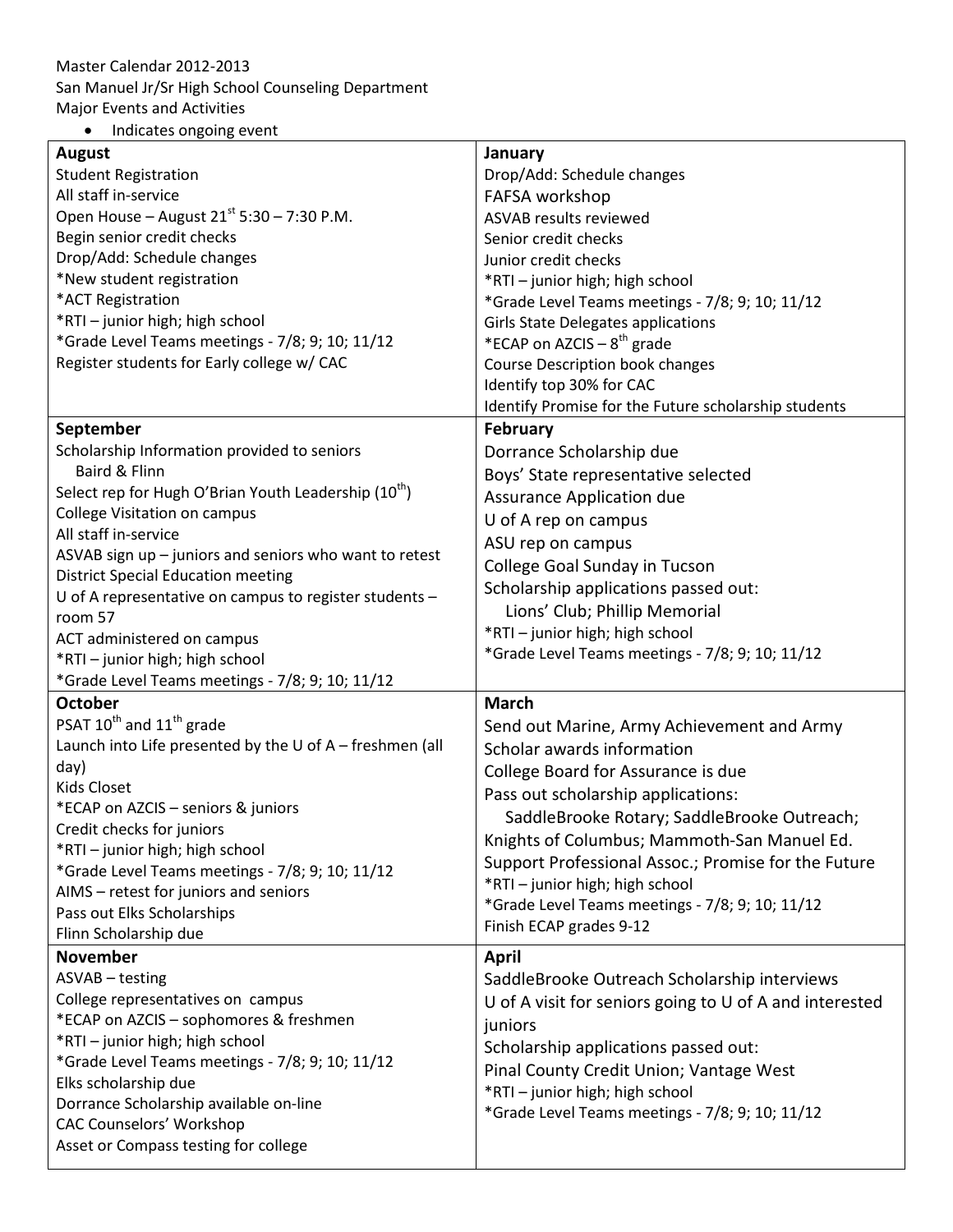Master Calendar 2012-2013

San Manuel Jr/Sr High School Counseling Department

Major Events and Activities

- Indicates ongoing event

| **August** | **January** |
|---|---|
| Student Registration<br>All staff in-service<br>Open House – August 21st 5:30 – 7:30 P.M.<br>Begin senior credit checks<br>Drop/Add: Schedule changes<br>*New student registration<br>*ACT Registration<br>*RTI – junior high; high school<br>*Grade Level Teams meetings - 7/8; 9; 10; 11/12<br>Register students for Early college w/ CAC | Drop/Add: Schedule changes<br>FAFSA workshop<br>ASVAB results reviewed<br>Senior credit checks<br>Junior credit checks<br>*RTI – junior high; high school<br>*Grade Level Teams meetings - 7/8; 9; 10; 11/12<br>Girls State Delegates applications<br>*ECAP on AZCIS – 8th grade<br>Course Description book changes<br>Identify top 30% for CAC<br>Identify Promise for the Future scholarship students |
| **September** | **February** |
| Scholarship Information provided to seniors<br>Baird & Flinn<br>Select rep for Hugh O'Brian Youth Leadership (10th)<br>College Visitation on campus<br>All staff in-service<br>ASVAB sign up – juniors and seniors who want to retest<br>District Special Education meeting<br>U of A representative on campus to register students – room 57<br>ACT administered on campus<br>*RTI – junior high; high school<br>*Grade Level Teams meetings - 7/8; 9; 10; 11/12 | Dorrance Scholarship due<br>Boys' State representative selected<br>Assurance Application due<br>U of A rep on campus<br>ASU rep on campus<br>College Goal Sunday in Tucson<br>Scholarship applications passed out:<br>Lions' Club; Phillip Memorial<br>*RTI – junior high; high school<br>*Grade Level Teams meetings - 7/8; 9; 10; 11/12 |
| **October** | **March** |
| PSAT 10th and 11th grade<br>Launch into Life presented by the U of A – freshmen (all day)<br>Kids Closet<br>*ECAP on AZCIS – seniors & juniors<br>Credit checks for juniors<br>*RTI – junior high; high school<br>*Grade Level Teams meetings - 7/8; 9; 10; 11/12<br>AIMS – retest for juniors and seniors<br>Pass out Elks Scholarships<br>Flinn Scholarship due | Send out Marine, Army Achievement and Army Scholar awards information<br>College Board for Assurance is due<br>Pass out scholarship applications:<br>SaddleBrooke Rotary; SaddleBrooke Outreach; Knights of Columbus; Mammoth-San Manuel Ed. Support Professional Assoc.; Promise for the Future<br>*RTI – junior high; high school<br>*Grade Level Teams meetings - 7/8; 9; 10; 11/12<br>Finish ECAP grades 9-12 |
| **November** | **April** |
| ASVAB – testing<br>College representatives on campus<br>*ECAP on AZCIS – sophomores & freshmen<br>*RTI – junior high; high school<br>*Grade Level Teams meetings - 7/8; 9; 10; 11/12<br>Elks scholarship due<br>Dorrance Scholarship available on-line<br>CAC Counselors' Workshop<br>Asset or Compass testing for college | SaddleBrooke Outreach Scholarship interviews<br>U of A visit for seniors going to U of A and interested juniors<br>Scholarship applications passed out:<br>Pinal County Credit Union; Vantage West<br>*RTI – junior high; high school<br>*Grade Level Teams meetings - 7/8; 9; 10; 11/12 |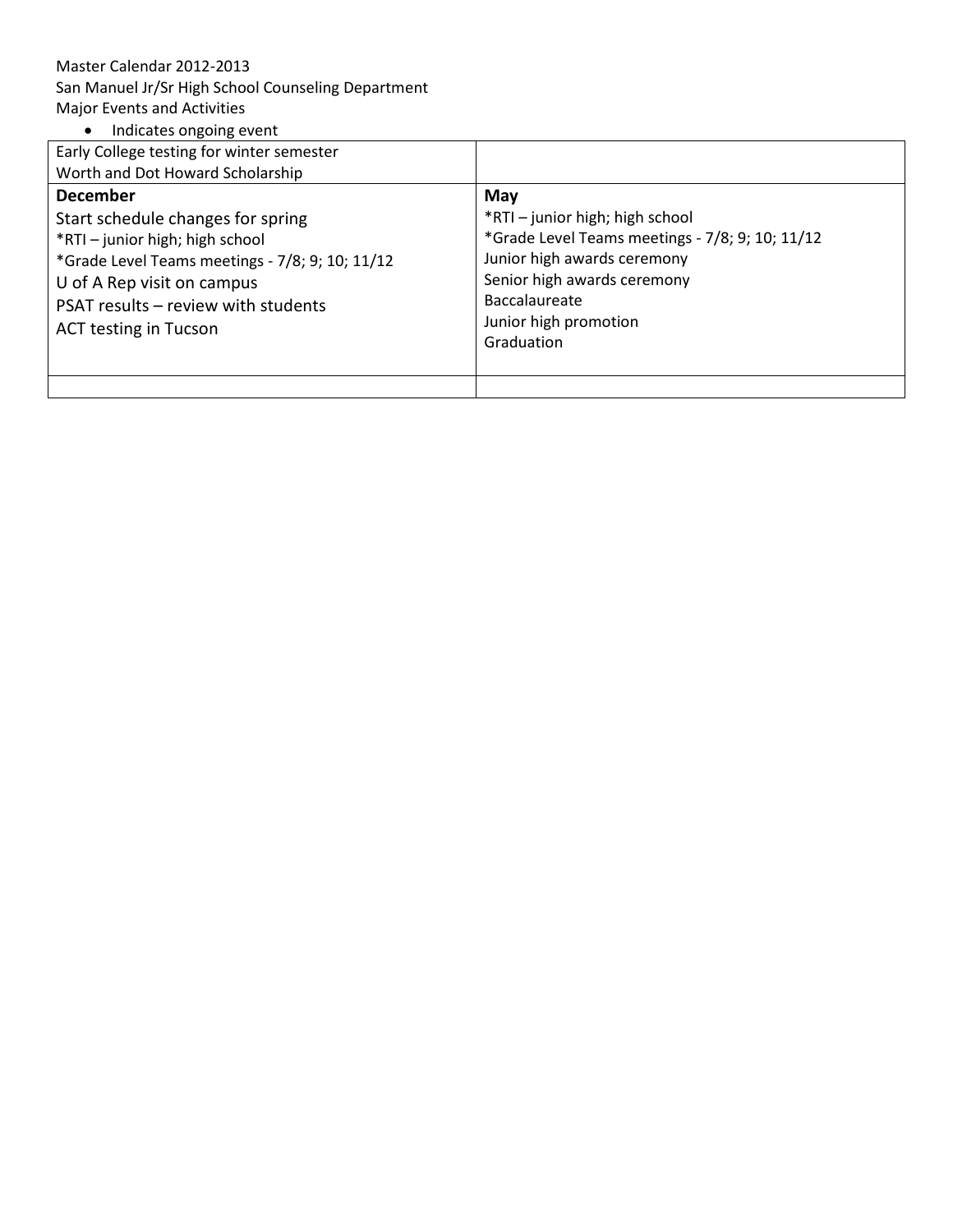Master Calendar 2012-2013
San Manuel Jr/Sr High School Counseling Department
Major Events and Activities

- Indicates ongoing event

| | |
|---|---|
| Early College testing for winter semester<br>Worth and Dot Howard Scholarship | |
| **December**<br>Start schedule changes for spring<br>*RTI – junior high; high school<br>*Grade Level Teams meetings - 7/8; 9; 10; 11/12<br>U of A Rep visit on campus<br>PSAT results – review with students<br>ACT testing in Tucson | **May**<br>*RTI – junior high; high school<br>*Grade Level Teams meetings - 7/8; 9; 10; 11/12<br>Junior high awards ceremony<br>Senior high awards ceremony<br>Baccalaureate<br>Junior high promotion<br>Graduation |
| | |